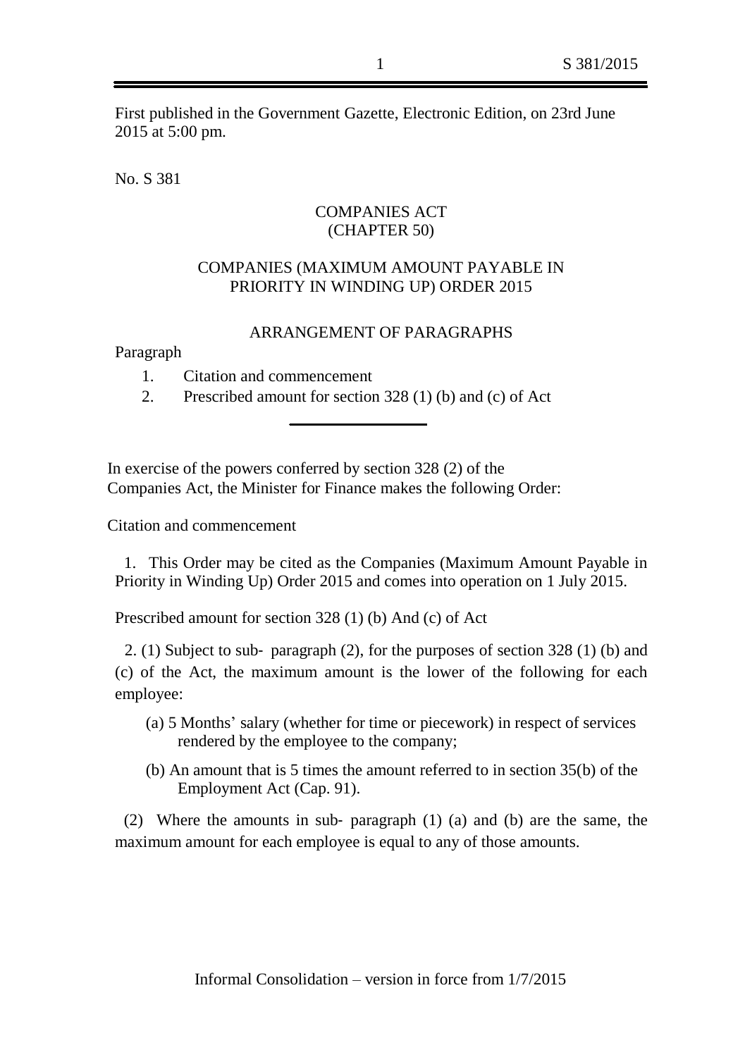First published in the Government Gazette, Electronic Edition, on 23rd June 2015 at 5:00 pm.

No. S 381

# COMPANIES ACT
# (CHAPTER 50)

## COMPANIES (MAXIMUM AMOUNT PAYABLE IN PRIORITY IN WINDING UP) ORDER 2015

### ARRANGEMENT OF PARAGRAPHS

Paragraph

1. Citation and commencement
2. Prescribed amount for section 328 (1) (b) and (c) of Act

---

In exercise of the powers conferred by section 328 (2) of the Companies Act, the Minister for Finance makes the following Order:

Citation and commencement

1. This Order may be cited as the Companies (Maximum Amount Payable in Priority in Winding Up) Order 2015 and comes into operation on 1 July 2015.

Prescribed amount for section 328 (1) (b) And (c) of Act

2. (1) Subject to sub- paragraph (2), for the purposes of section 328 (1) (b) and (c) of the Act, the maximum amount is the lower of the following for each employee:

(a) 5 Months' salary (whether for time or piecework) in respect of services rendered by the employee to the company;

(b) An amount that is 5 times the amount referred to in section 35(b) of the Employment Act (Cap. 91).

(2) Where the amounts in sub- paragraph (1) (a) and (b) are the same, the maximum amount for each employee is equal to any of those amounts.

Informal Consolidation – version in force from 1/7/2015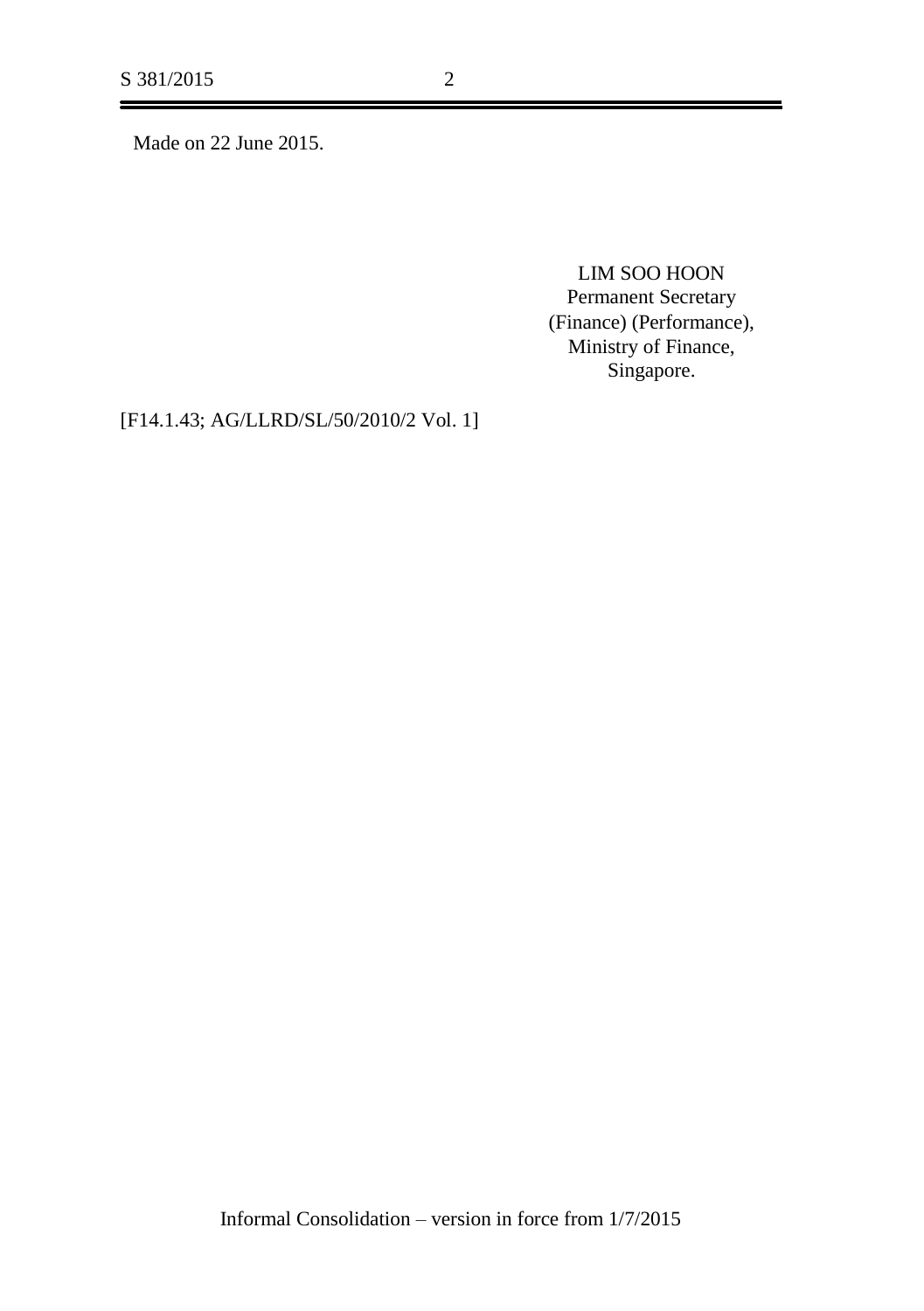Made on 22 June 2015.

LIM SOO HOON
Permanent Secretary
(Finance) (Performance),
Ministry of Finance,
Singapore.

[F14.1.43; AG/LLRD/SL/50/2010/2 Vol. 1]